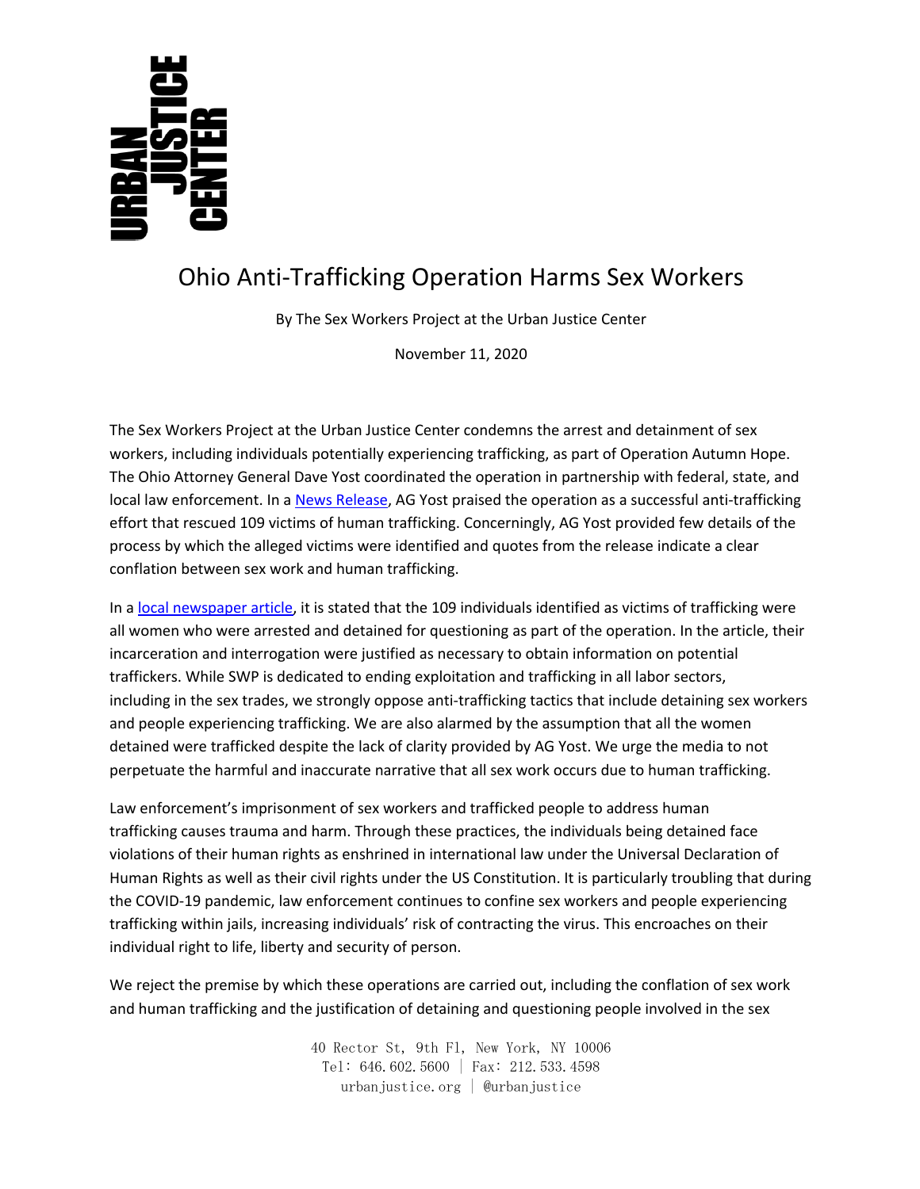URBAN JUSTICE CENTER

# Ohio Anti-Trafficking Operation Harms Sex Workers

By The Sex Workers Project at the Urban Justice Center

November 11, 2020

The Sex Workers Project at the Urban Justice Center condemns the arrest and detainment of sex workers, including individuals potentially experiencing trafficking, as part of Operation Autumn Hope. The Ohio Attorney General Dave Yost coordinated the operation in partnership with federal, state, and local law enforcement. In a News Release, AG Yost praised the operation as a successful anti-trafficking effort that rescued 109 victims of human trafficking. Concerningly, AG Yost provided few details of the process by which the alleged victims were identified and quotes from the release indicate a clear conflation between sex work and human trafficking.

In a local newspaper article, it is stated that the 109 individuals identified as victims of trafficking were all women who were arrested and detained for questioning as part of the operation. In the article, their incarceration and interrogation were justified as necessary to obtain information on potential traffickers. While SWP is dedicated to ending exploitation and trafficking in all labor sectors, including in the sex trades, we strongly oppose anti-trafficking tactics that include detaining sex workers and people experiencing trafficking. We are also alarmed by the assumption that all the women detained were trafficked despite the lack of clarity provided by AG Yost. We urge the media to not perpetuate the harmful and inaccurate narrative that all sex work occurs due to human trafficking.

Law enforcement's imprisonment of sex workers and trafficked people to address human trafficking causes trauma and harm. Through these practices, the individuals being detained face violations of their human rights as enshrined in international law under the Universal Declaration of Human Rights as well as their civil rights under the US Constitution. It is particularly troubling that during the COVID-19 pandemic, law enforcement continues to confine sex workers and people experiencing trafficking within jails, increasing individuals' risk of contracting the virus. This encroaches on their individual right to life, liberty and security of person.

We reject the premise by which these operations are carried out, including the conflation of sex work and human trafficking and the justification of detaining and questioning people involved in the sex

40 Rector St, 9th Fl, New York, NY 10006
Tel: 646.602.5600 | Fax: 212.533.4598
urbanjustice.org | @urbanjustice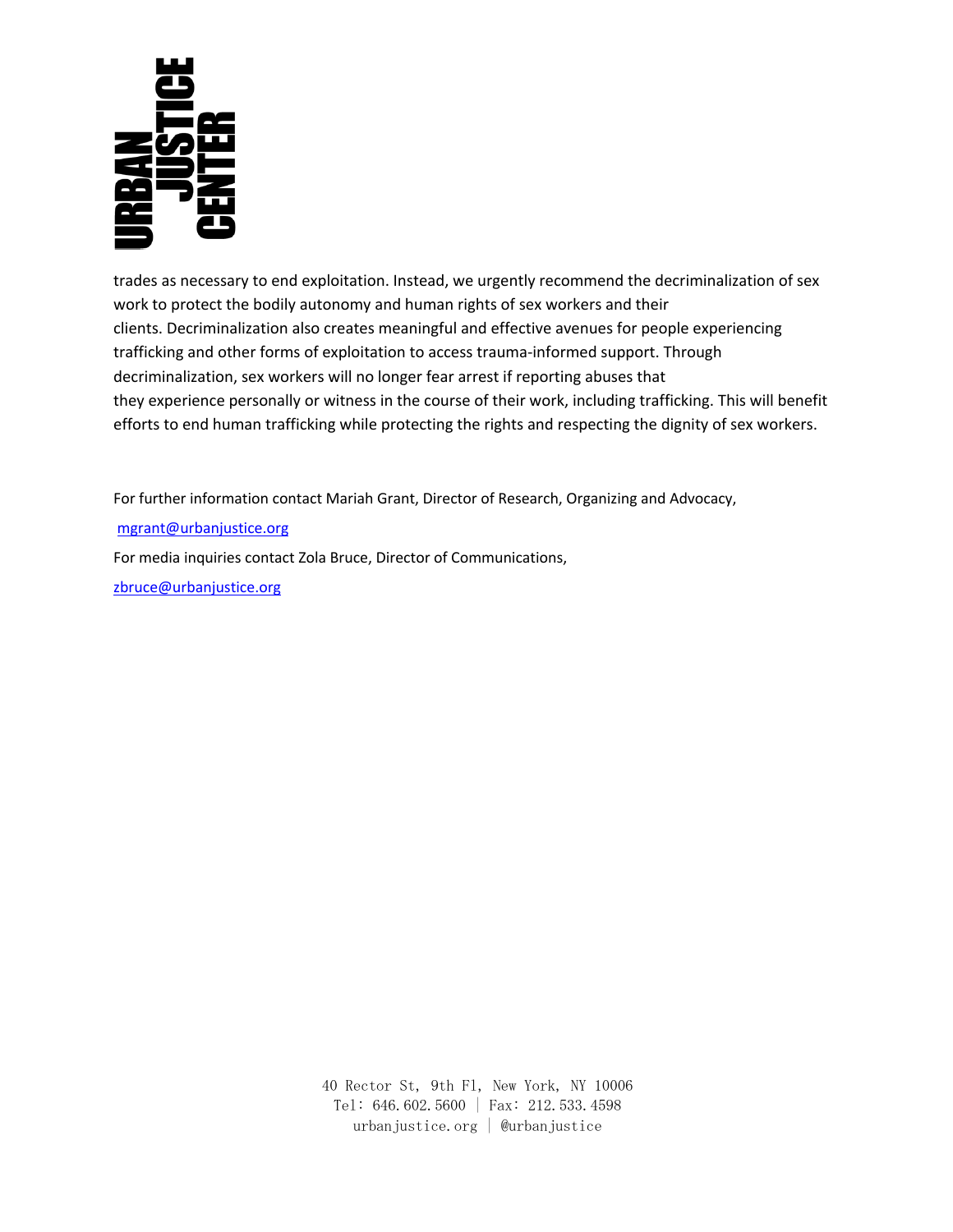trades as necessary to end exploitation. Instead, we urgently recommend the decriminalization of sex work to protect the bodily autonomy and human rights of sex workers and their clients. Decriminalization also creates meaningful and effective avenues for people experiencing trafficking and other forms of exploitation to access trauma-informed support. Through decriminalization, sex workers will no longer fear arrest if reporting abuses that they experience personally or witness in the course of their work, including trafficking. This will benefit efforts to end human trafficking while protecting the rights and respecting the dignity of sex workers.

For further information contact Mariah Grant, Director of Research, Organizing and Advocacy,

mgrant@urbanjustice.org

For media inquiries contact Zola Bruce, Director of Communications,

zbruce@urbanjustice.org

40 Rector St, 9th Fl, New York, NY 10006
Tel: 646.602.5600 | Fax: 212.533.4598
urbanjustice.org | @urbanjustice